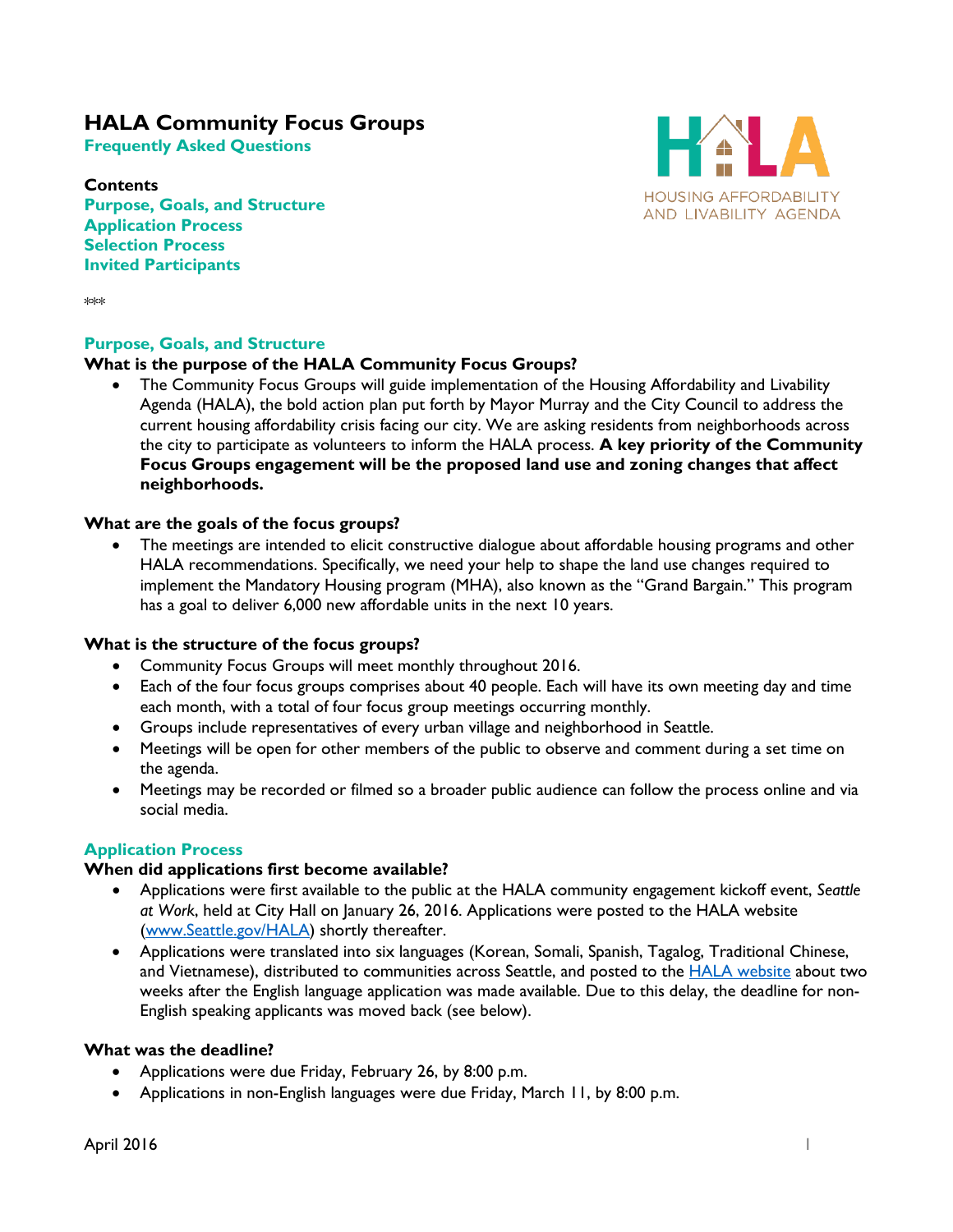# HALA Community Focus Groups

**Frequently Asked Questions**

**Contents**

**Purpose, Goals, and Structure**
**Application Process**
**Selection Process**
**Invited Participants**

***

## Purpose, Goals, and Structure

### What is the purpose of the HALA Community Focus Groups?

- The Community Focus Groups will guide implementation of the Housing Affordability and Livability Agenda (HALA), the bold action plan put forth by Mayor Murray and the City Council to address the current housing affordability crisis facing our city. We are asking residents from neighborhoods across the city to participate as volunteers to inform the HALA process. **A key priority of the Community Focus Groups engagement will be the proposed land use and zoning changes that affect neighborhoods.**

### What are the goals of the focus groups?

- The meetings are intended to elicit constructive dialogue about affordable housing programs and other HALA recommendations. Specifically, we need your help to shape the land use changes required to implement the Mandatory Housing program (MHA), also known as the "Grand Bargain." This program has a goal to deliver 6,000 new affordable units in the next 10 years.

### What is the structure of the focus groups?

- Community Focus Groups will meet monthly throughout 2016.
- Each of the four focus groups comprises about 40 people. Each will have its own meeting day and time each month, with a total of four focus group meetings occurring monthly.
- Groups include representatives of every urban village and neighborhood in Seattle.
- Meetings will be open for other members of the public to observe and comment during a set time on the agenda.
- Meetings may be recorded or filmed so a broader public audience can follow the process online and via social media.

## Application Process

### When did applications first become available?

- Applications were first available to the public at the HALA community engagement kickoff event, *Seattle at Work*, held at City Hall on January 26, 2016. Applications were posted to the HALA website (www.Seattle.gov/HALA) shortly thereafter.
- Applications were translated into six languages (Korean, Somali, Spanish, Tagalog, Traditional Chinese, and Vietnamese), distributed to communities across Seattle, and posted to the HALA website about two weeks after the English language application was made available. Due to this delay, the deadline for non-English speaking applicants was moved back (see below).

### What was the deadline?

- Applications were due Friday, February 26, by 8:00 p.m.
- Applications in non-English languages were due Friday, March 11, by 8:00 p.m.

April 2016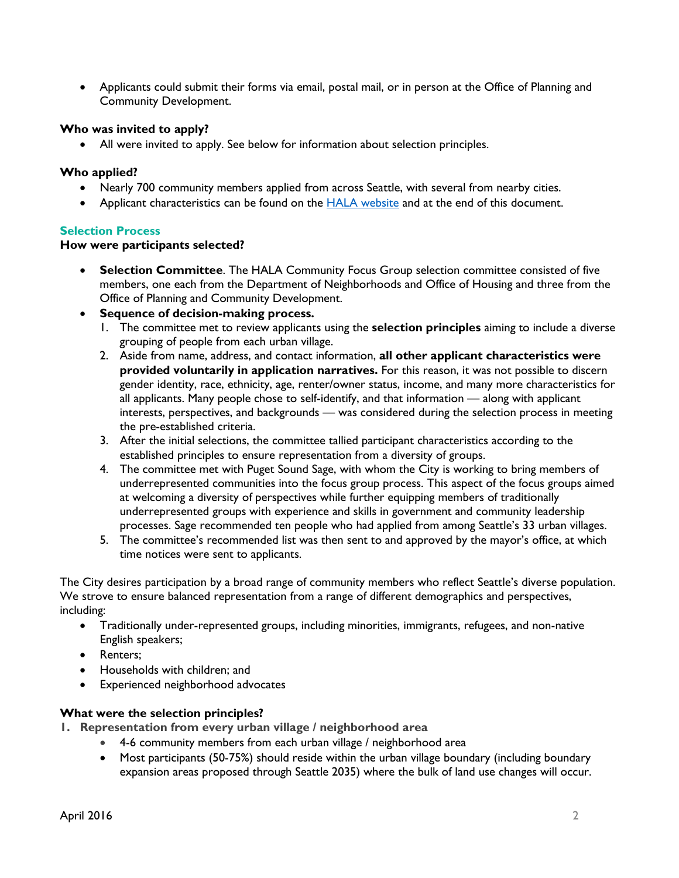- Applicants could submit their forms via email, postal mail, or in person at the Office of Planning and Community Development.

**Who was invited to apply?**

- All were invited to apply. See below for information about selection principles.

**Who applied?**

- Nearly 700 community members applied from across Seattle, with several from nearby cities.
- Applicant characteristics can be found on the [HALA website](HALA website) and at the end of this document.

### Selection Process

**How were participants selected?**

- **Selection Committee**. The HALA Community Focus Group selection committee consisted of five members, one each from the Department of Neighborhoods and Office of Housing and three from the Office of Planning and Community Development.
- **Sequence of decision-making process.**
  1. The committee met to review applicants using the **selection principles** aiming to include a diverse grouping of people from each urban village.
  2. Aside from name, address, and contact information, **all other applicant characteristics were provided voluntarily in application narratives.** For this reason, it was not possible to discern gender identity, race, ethnicity, age, renter/owner status, income, and many more characteristics for all applicants. Many people chose to self-identify, and that information — along with applicant interests, perspectives, and backgrounds — was considered during the selection process in meeting the pre-established criteria.
  3. After the initial selections, the committee tallied participant characteristics according to the established principles to ensure representation from a diversity of groups.
  4. The committee met with Puget Sound Sage, with whom the City is working to bring members of underrepresented communities into the focus group process. This aspect of the focus groups aimed at welcoming a diversity of perspectives while further equipping members of traditionally underrepresented groups with experience and skills in government and community leadership processes. Sage recommended ten people who had applied from among Seattle's 33 urban villages.
  5. The committee's recommended list was then sent to and approved by the mayor's office, at which time notices were sent to applicants.

The City desires participation by a broad range of community members who reflect Seattle's diverse population. We strove to ensure balanced representation from a range of different demographics and perspectives, including:

- Traditionally under-represented groups, including minorities, immigrants, refugees, and non-native English speakers;
- Renters;
- Households with children; and
- Experienced neighborhood advocates

**What were the selection principles?**

1. **Representation from every urban village / neighborhood area**
   - 4-6 community members from each urban village / neighborhood area
   - Most participants (50-75%) should reside within the urban village boundary (including boundary expansion areas proposed through Seattle 2035) where the bulk of land use changes will occur.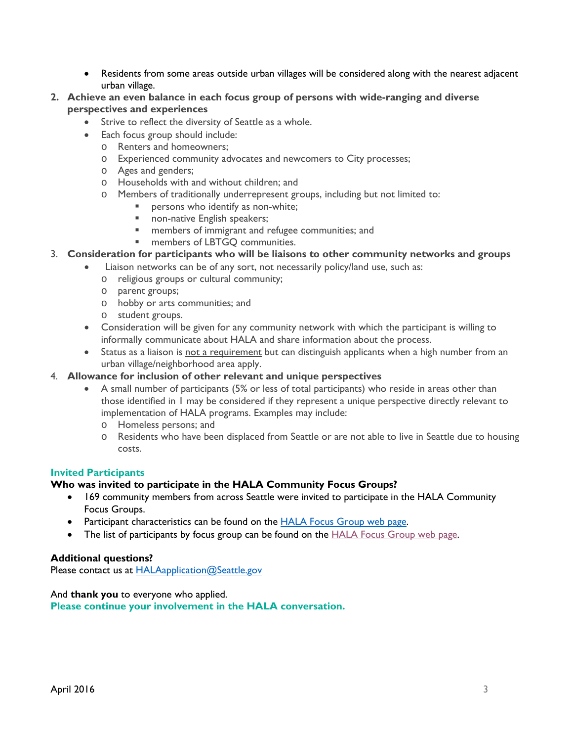- Residents from some areas outside urban villages will be considered along with the nearest adjacent urban village.

2. **Achieve an even balance in each focus group of persons with wide-ranging and diverse perspectives and experiences**
   - Strive to reflect the diversity of Seattle as a whole.
   - Each focus group should include:
     - Renters and homeowners;
     - Experienced community advocates and newcomers to City processes;
     - Ages and genders;
     - Households with and without children; and
     - Members of traditionally underrepresent groups, including but not limited to:
       - persons who identify as non-white;
       - non-native English speakers;
       - members of immigrant and refugee communities; and
       - members of LBTGQ communities.

3. **Consideration for participants who will be liaisons to other community networks and groups**
   - Liaison networks can be of any sort, not necessarily policy/land use, such as:
     - religious groups or cultural community;
     - parent groups;
     - hobby or arts communities; and
     - student groups.
   - Consideration will be given for any community network with which the participant is willing to informally communicate about HALA and share information about the process.
   - Status as a liaison is not a requirement but can distinguish applicants when a high number from an urban village/neighborhood area apply.

4. **Allowance for inclusion of other relevant and unique perspectives**
   - A small number of participants (5% or less of total participants) who reside in areas other than those identified in 1 may be considered if they represent a unique perspective directly relevant to implementation of HALA programs. Examples may include:
     - Homeless persons; and
     - Residents who have been displaced from Seattle or are not able to live in Seattle due to housing costs.

## Invited Participants

**Who was invited to participate in the HALA Community Focus Groups?**

- 169 community members from across Seattle were invited to participate in the HALA Community Focus Groups.
- Participant characteristics can be found on the HALA Focus Group web page.
- The list of participants by focus group can be found on the HALA Focus Group web page.

**Additional questions?**

Please contact us at HALAapplication@Seattle.gov

And **thank you** to everyone who applied.

**Please continue your involvement in the HALA conversation.**

April 2016